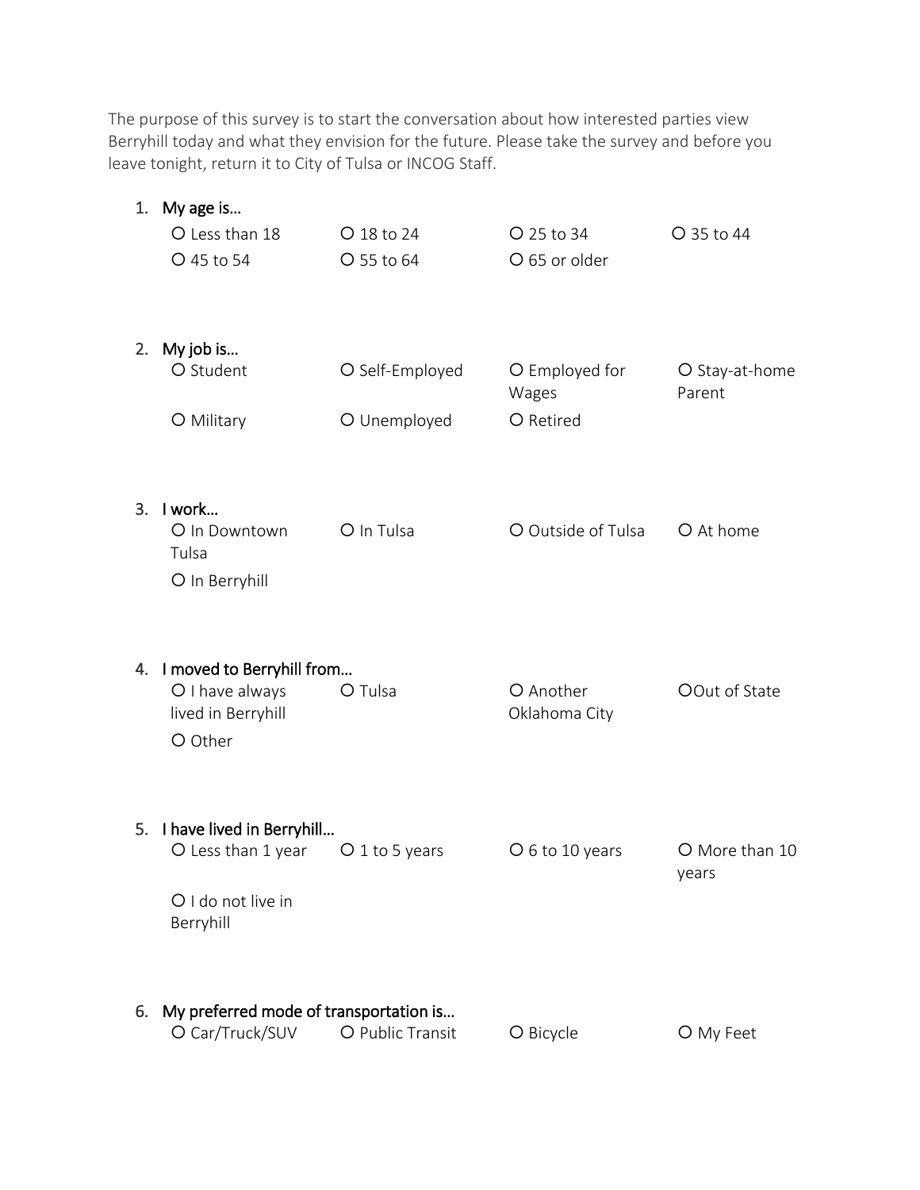The purpose of this survey is to start the conversation about how interested parties view Berryhill today and what they envision for the future. Please take the survey and before you leave tonight, return it to City of Tulsa or INCOG Staff.

1. **My age is…**

   - ○ Less than 18
   - ○ 18 to 24
   - ○ 25 to 34
   - ○ 35 to 44
   - ○ 45 to 54
   - ○ 55 to 64
   - ○ 65 or older

2. **My job is…**

   - ○ Student
   - ○ Self-Employed
   - ○ Employed for Wages
   - ○ Stay-at-home Parent
   - ○ Military
   - ○ Unemployed
   - ○ Retired

3. **I work…**

   - ○ In Downtown Tulsa
   - ○ In Tulsa
   - ○ Outside of Tulsa
   - ○ At home
   - ○ In Berryhill

4. **I moved to Berryhill from…**

   - ○ I have always lived in Berryhill
   - ○ Tulsa
   - ○ Another Oklahoma City
   - ○ Out of State
   - ○ Other

5. **I have lived in Berryhill…**

   - ○ Less than 1 year
   - ○ 1 to 5 years
   - ○ 6 to 10 years
   - ○ More than 10 years
   - ○ I do not live in Berryhill

6. **My preferred mode of transportation is…**

   - ○ Car/Truck/SUV
   - ○ Public Transit
   - ○ Bicycle
   - ○ My Feet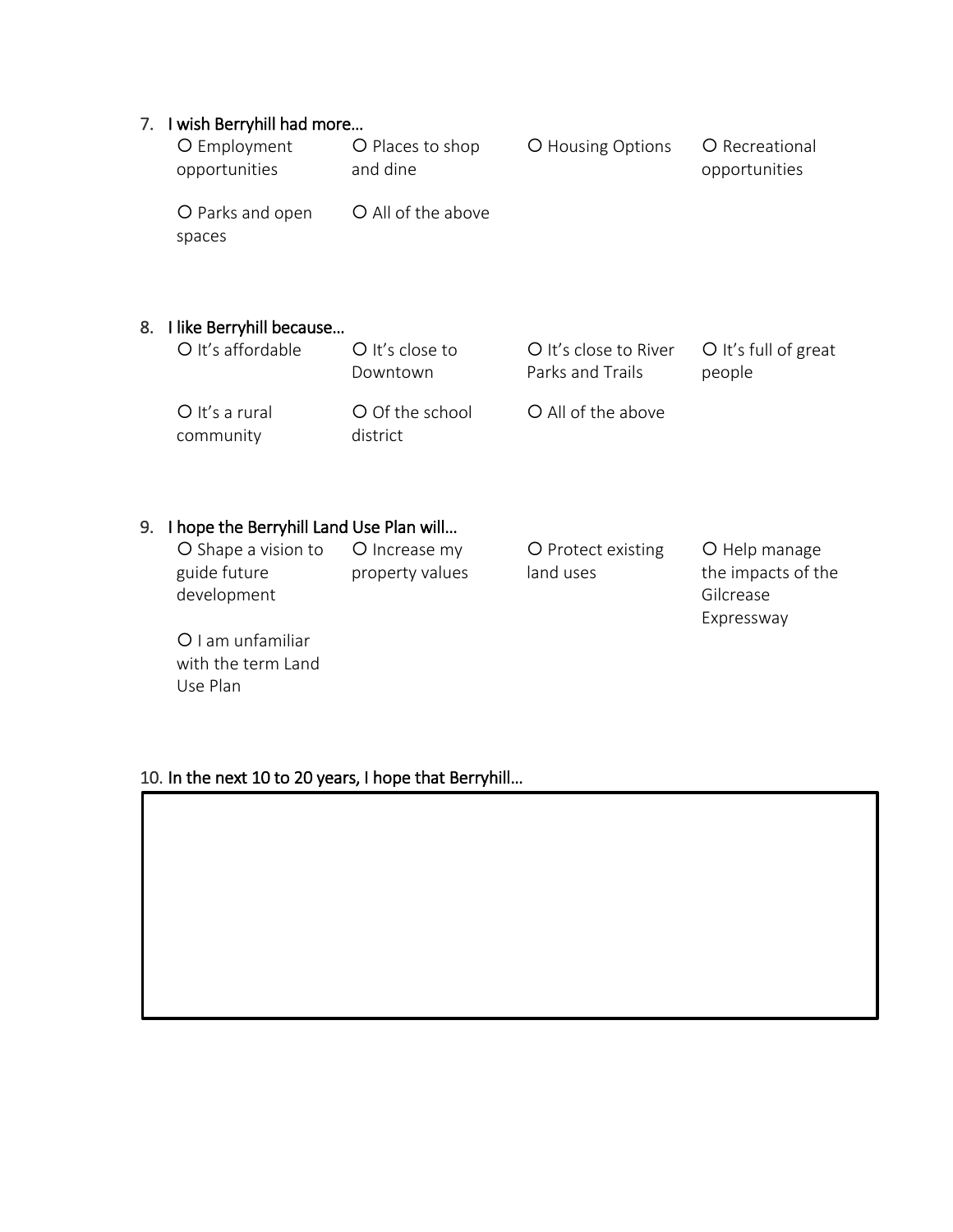7. I wish Berryhill had more…

   - ○ Employment opportunities
   - ○ Places to shop and dine
   - ○ Housing Options
   - ○ Recreational opportunities
   - ○ Parks and open spaces
   - ○ All of the above

8. I like Berryhill because…

   - ○ It's affordable
   - ○ It's close to Downtown
   - ○ It's close to River Parks and Trails
   - ○ It's full of great people
   - ○ It's a rural community
   - ○ Of the school district
   - ○ All of the above

9. I hope the Berryhill Land Use Plan will…

   - ○ Shape a vision to guide future development
   - ○ Increase my property values
   - ○ Protect existing land uses
   - ○ Help manage the impacts of the Gilcrease Expressway
   - ○ I am unfamiliar with the term Land Use Plan

10. In the next 10 to 20 years, I hope that Berryhill…